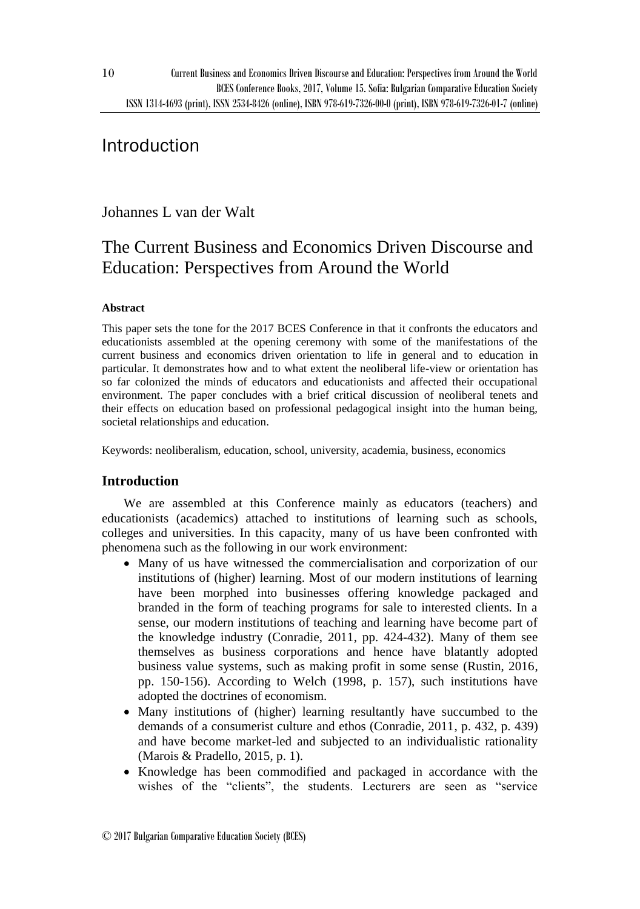# Introduction

Johannes L van der Walt

## The Current Business and Economics Driven Discourse and Education: Perspectives from Around the World

### Abstract

This paper sets the tone for the 2017 BCES Conference in that it confronts the educators and educationists assembled at the opening ceremony with some of the manifestations of the current business and economics driven orientation to life in general and to education in particular. It demonstrates how and to what extent the neoliberal life-view or orientation has so far colonized the minds of educators and educationists and affected their occupational environment. The paper concludes with a brief critical discussion of neoliberal tenets and their effects on education based on professional pedagogical insight into the human being, societal relationships and education.

Keywords: neoliberalism, education, school, university, academia, business, economics

### Introduction

We are assembled at this Conference mainly as educators (teachers) and educationists (academics) attached to institutions of learning such as schools, colleges and universities. In this capacity, many of us have been confronted with phenomena such as the following in our work environment:

- Many of us have witnessed the commercialisation and corporization of our institutions of (higher) learning. Most of our modern institutions of learning have been morphed into businesses offering knowledge packaged and branded in the form of teaching programs for sale to interested clients. In a sense, our modern institutions of teaching and learning have become part of the knowledge industry (Conradie, 2011, pp. 424-432). Many of them see themselves as business corporations and hence have blatantly adopted business value systems, such as making profit in some sense (Rustin, 2016, pp. 150-156). According to Welch (1998, p. 157), such institutions have adopted the doctrines of economism.
- Many institutions of (higher) learning resultantly have succumbed to the demands of a consumerist culture and ethos (Conradie, 2011, p. 432, p. 439) and have become market-led and subjected to an individualistic rationality (Marois & Pradello, 2015, p. 1).
- Knowledge has been commodified and packaged in accordance with the wishes of the "clients", the students. Lecturers are seen as "service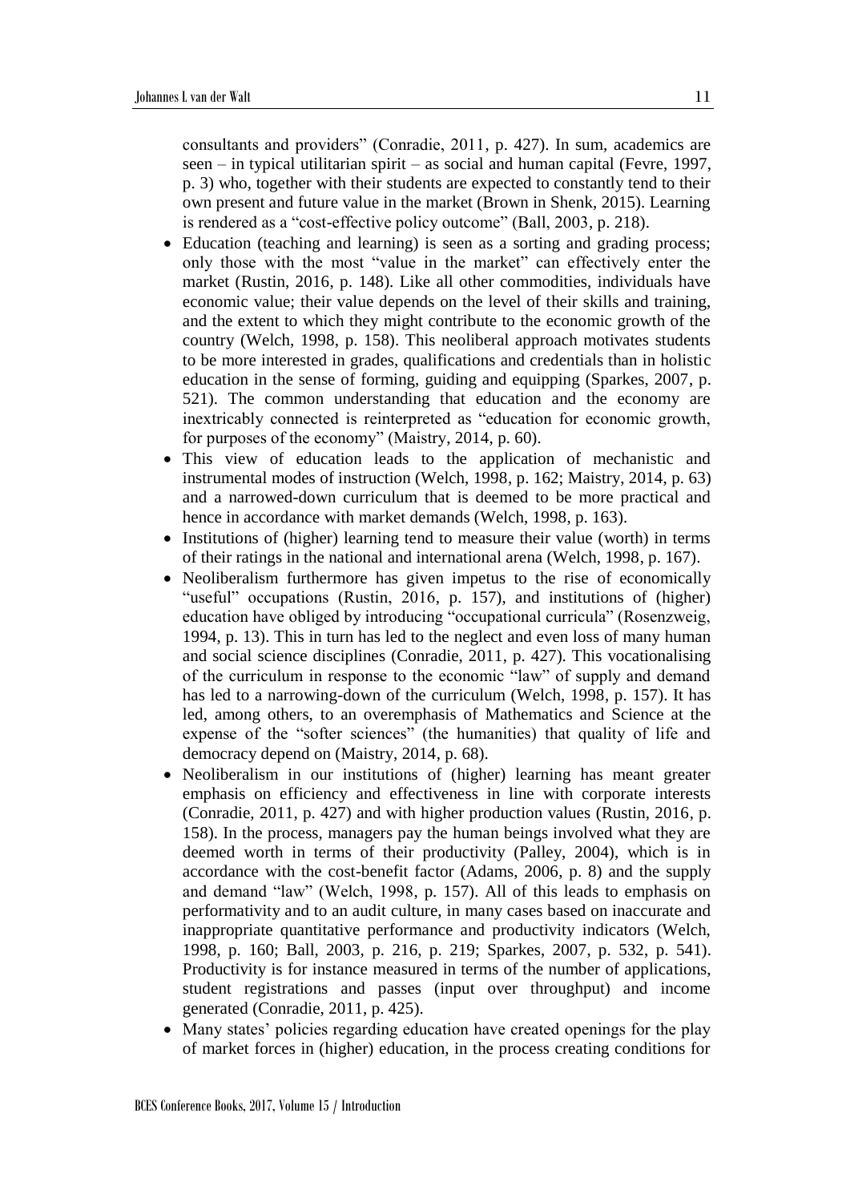consultants and providers" (Conradie, 2011, p. 427). In sum, academics are seen – in typical utilitarian spirit – as social and human capital (Fevre, 1997, p. 3) who, together with their students are expected to constantly tend to their own present and future value in the market (Brown in Shenk, 2015). Learning is rendered as a "cost-effective policy outcome" (Ball, 2003, p. 218).

- Education (teaching and learning) is seen as a sorting and grading process; only those with the most "value in the market" can effectively enter the market (Rustin, 2016, p. 148). Like all other commodities, individuals have economic value; their value depends on the level of their skills and training, and the extent to which they might contribute to the economic growth of the country (Welch, 1998, p. 158). This neoliberal approach motivates students to be more interested in grades, qualifications and credentials than in holistic education in the sense of forming, guiding and equipping (Sparkes, 2007, p. 521). The common understanding that education and the economy are inextricably connected is reinterpreted as "education for economic growth, for purposes of the economy" (Maistry, 2014, p. 60).
- This view of education leads to the application of mechanistic and instrumental modes of instruction (Welch, 1998, p. 162; Maistry, 2014, p. 63) and a narrowed-down curriculum that is deemed to be more practical and hence in accordance with market demands (Welch, 1998, p. 163).
- Institutions of (higher) learning tend to measure their value (worth) in terms of their ratings in the national and international arena (Welch, 1998, p. 167).
- Neoliberalism furthermore has given impetus to the rise of economically "useful" occupations (Rustin, 2016, p. 157), and institutions of (higher) education have obliged by introducing "occupational curricula" (Rosenzweig, 1994, p. 13). This in turn has led to the neglect and even loss of many human and social science disciplines (Conradie, 2011, p. 427). This vocationalising of the curriculum in response to the economic "law" of supply and demand has led to a narrowing-down of the curriculum (Welch, 1998, p. 157). It has led, among others, to an overemphasis of Mathematics and Science at the expense of the "softer sciences" (the humanities) that quality of life and democracy depend on (Maistry, 2014, p. 68).
- Neoliberalism in our institutions of (higher) learning has meant greater emphasis on efficiency and effectiveness in line with corporate interests (Conradie, 2011, p. 427) and with higher production values (Rustin, 2016, p. 158). In the process, managers pay the human beings involved what they are deemed worth in terms of their productivity (Palley, 2004), which is in accordance with the cost-benefit factor (Adams, 2006, p. 8) and the supply and demand "law" (Welch, 1998, p. 157). All of this leads to emphasis on performativity and to an audit culture, in many cases based on inaccurate and inappropriate quantitative performance and productivity indicators (Welch, 1998, p. 160; Ball, 2003, p. 216, p. 219; Sparkes, 2007, p. 532, p. 541). Productivity is for instance measured in terms of the number of applications, student registrations and passes (input over throughput) and income generated (Conradie, 2011, p. 425).
- Many states' policies regarding education have created openings for the play of market forces in (higher) education, in the process creating conditions for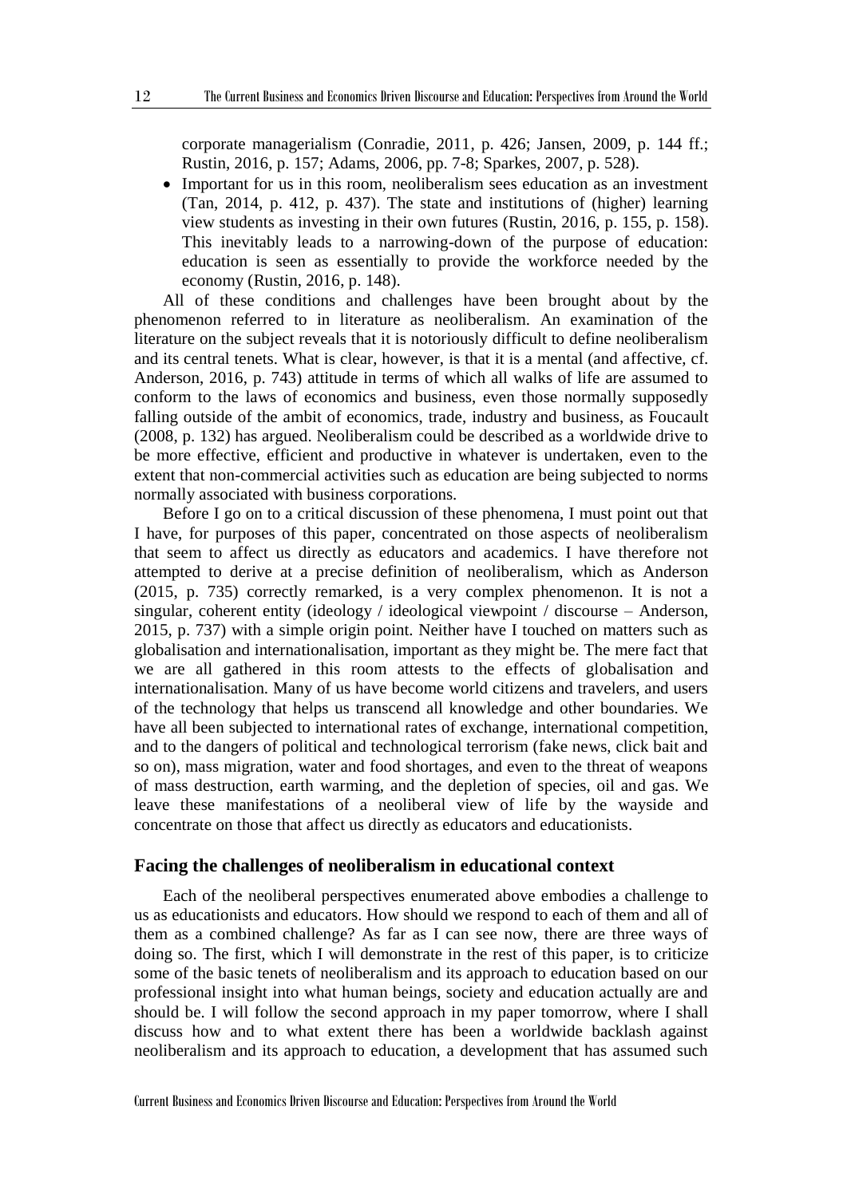corporate managerialism (Conradie, 2011, p. 426; Jansen, 2009, p. 144 ff.; Rustin, 2016, p. 157; Adams, 2006, pp. 7-8; Sparkes, 2007, p. 528).

- Important for us in this room, neoliberalism sees education as an investment (Tan, 2014, p. 412, p. 437). The state and institutions of (higher) learning view students as investing in their own futures (Rustin, 2016, p. 155, p. 158). This inevitably leads to a narrowing-down of the purpose of education: education is seen as essentially to provide the workforce needed by the economy (Rustin, 2016, p. 148).

All of these conditions and challenges have been brought about by the phenomenon referred to in literature as neoliberalism. An examination of the literature on the subject reveals that it is notoriously difficult to define neoliberalism and its central tenets. What is clear, however, is that it is a mental (and affective, cf. Anderson, 2016, p. 743) attitude in terms of which all walks of life are assumed to conform to the laws of economics and business, even those normally supposedly falling outside of the ambit of economics, trade, industry and business, as Foucault (2008, p. 132) has argued. Neoliberalism could be described as a worldwide drive to be more effective, efficient and productive in whatever is undertaken, even to the extent that non-commercial activities such as education are being subjected to norms normally associated with business corporations.

Before I go on to a critical discussion of these phenomena, I must point out that I have, for purposes of this paper, concentrated on those aspects of neoliberalism that seem to affect us directly as educators and academics. I have therefore not attempted to derive at a precise definition of neoliberalism, which as Anderson (2015, p. 735) correctly remarked, is a very complex phenomenon. It is not a singular, coherent entity (ideology / ideological viewpoint / discourse – Anderson, 2015, p. 737) with a simple origin point. Neither have I touched on matters such as globalisation and internationalisation, important as they might be. The mere fact that we are all gathered in this room attests to the effects of globalisation and internationalisation. Many of us have become world citizens and travelers, and users of the technology that helps us transcend all knowledge and other boundaries. We have all been subjected to international rates of exchange, international competition, and to the dangers of political and technological terrorism (fake news, click bait and so on), mass migration, water and food shortages, and even to the threat of weapons of mass destruction, earth warming, and the depletion of species, oil and gas. We leave these manifestations of a neoliberal view of life by the wayside and concentrate on those that affect us directly as educators and educationists.

## Facing the challenges of neoliberalism in educational context

Each of the neoliberal perspectives enumerated above embodies a challenge to us as educationists and educators. How should we respond to each of them and all of them as a combined challenge? As far as I can see now, there are three ways of doing so. The first, which I will demonstrate in the rest of this paper, is to criticize some of the basic tenets of neoliberalism and its approach to education based on our professional insight into what human beings, society and education actually are and should be. I will follow the second approach in my paper tomorrow, where I shall discuss how and to what extent there has been a worldwide backlash against neoliberalism and its approach to education, a development that has assumed such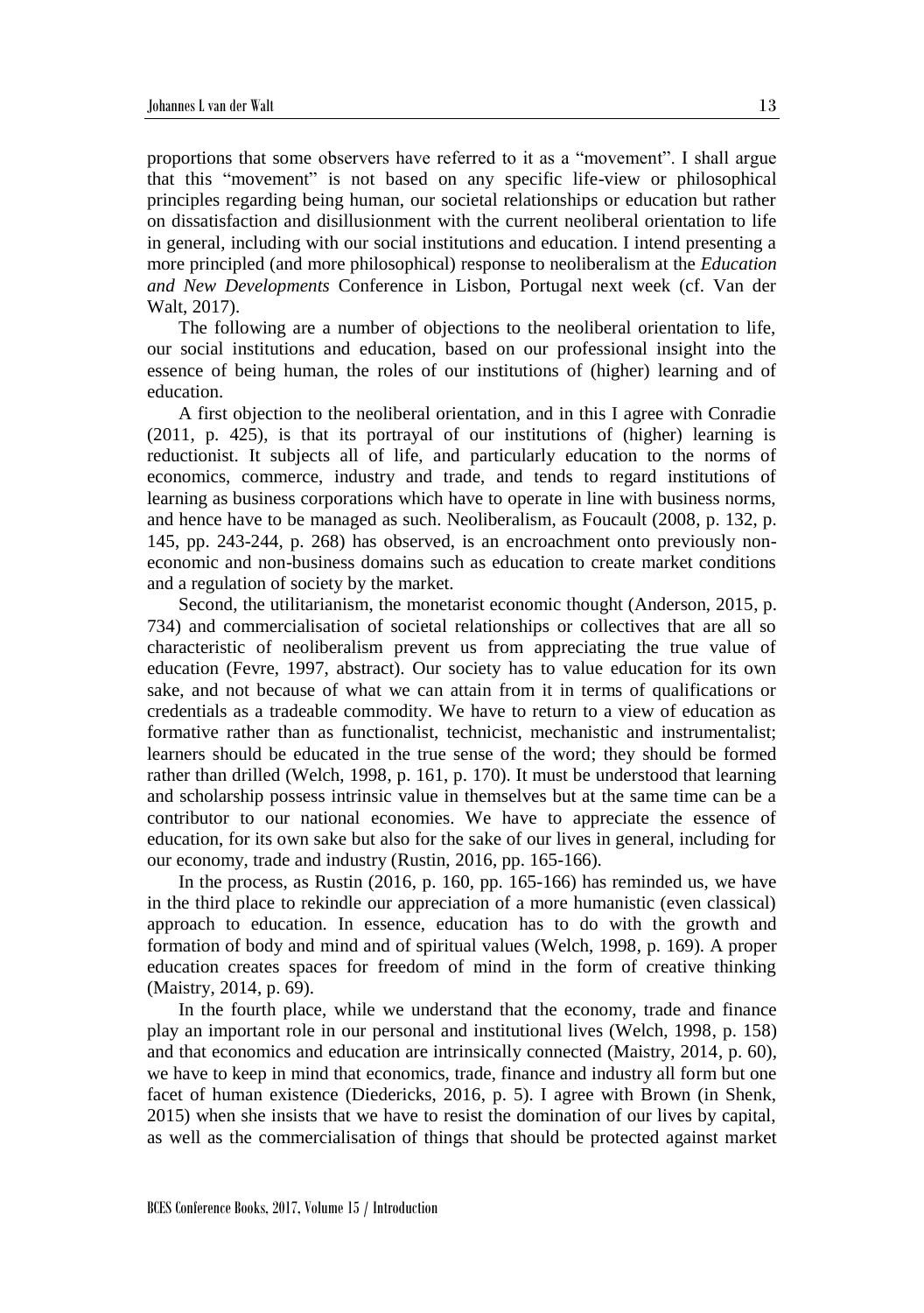proportions that some observers have referred to it as a "movement". I shall argue that this "movement" is not based on any specific life-view or philosophical principles regarding being human, our societal relationships or education but rather on dissatisfaction and disillusionment with the current neoliberal orientation to life in general, including with our social institutions and education. I intend presenting a more principled (and more philosophical) response to neoliberalism at the *Education and New Developments* Conference in Lisbon, Portugal next week (cf. Van der Walt, 2017).

The following are a number of objections to the neoliberal orientation to life, our social institutions and education, based on our professional insight into the essence of being human, the roles of our institutions of (higher) learning and of education.

A first objection to the neoliberal orientation, and in this I agree with Conradie (2011, p. 425), is that its portrayal of our institutions of (higher) learning is reductionist. It subjects all of life, and particularly education to the norms of economics, commerce, industry and trade, and tends to regard institutions of learning as business corporations which have to operate in line with business norms, and hence have to be managed as such. Neoliberalism, as Foucault (2008, p. 132, p. 145, pp. 243-244, p. 268) has observed, is an encroachment onto previously non-economic and non-business domains such as education to create market conditions and a regulation of society by the market.

Second, the utilitarianism, the monetarist economic thought (Anderson, 2015, p. 734) and commercialisation of societal relationships or collectives that are all so characteristic of neoliberalism prevent us from appreciating the true value of education (Fevre, 1997, abstract). Our society has to value education for its own sake, and not because of what we can attain from it in terms of qualifications or credentials as a tradeable commodity. We have to return to a view of education as formative rather than as functionalist, technicist, mechanistic and instrumentalist; learners should be educated in the true sense of the word; they should be formed rather than drilled (Welch, 1998, p. 161, p. 170). It must be understood that learning and scholarship possess intrinsic value in themselves but at the same time can be a contributor to our national economies. We have to appreciate the essence of education, for its own sake but also for the sake of our lives in general, including for our economy, trade and industry (Rustin, 2016, pp. 165-166).

In the process, as Rustin (2016, p. 160, pp. 165-166) has reminded us, we have in the third place to rekindle our appreciation of a more humanistic (even classical) approach to education. In essence, education has to do with the growth and formation of body and mind and of spiritual values (Welch, 1998, p. 169). A proper education creates spaces for freedom of mind in the form of creative thinking (Maistry, 2014, p. 69).

In the fourth place, while we understand that the economy, trade and finance play an important role in our personal and institutional lives (Welch, 1998, p. 158) and that economics and education are intrinsically connected (Maistry, 2014, p. 60), we have to keep in mind that economics, trade, finance and industry all form but one facet of human existence (Diedericks, 2016, p. 5). I agree with Brown (in Shenk, 2015) when she insists that we have to resist the domination of our lives by capital, as well as the commercialisation of things that should be protected against market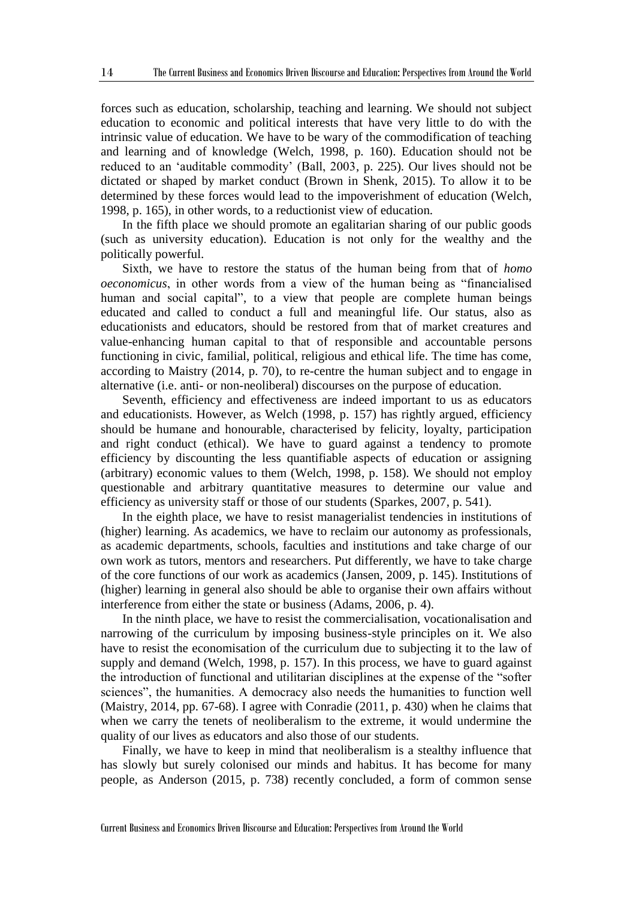forces such as education, scholarship, teaching and learning. We should not subject education to economic and political interests that have very little to do with the intrinsic value of education. We have to be wary of the commodification of teaching and learning and of knowledge (Welch, 1998, p. 160). Education should not be reduced to an 'auditable commodity' (Ball, 2003, p. 225). Our lives should not be dictated or shaped by market conduct (Brown in Shenk, 2015). To allow it to be determined by these forces would lead to the impoverishment of education (Welch, 1998, p. 165), in other words, to a reductionist view of education.

In the fifth place we should promote an egalitarian sharing of our public goods (such as university education). Education is not only for the wealthy and the politically powerful.

Sixth, we have to restore the status of the human being from that of *homo oeconomicus*, in other words from a view of the human being as "financialised human and social capital", to a view that people are complete human beings educated and called to conduct a full and meaningful life. Our status, also as educationists and educators, should be restored from that of market creatures and value-enhancing human capital to that of responsible and accountable persons functioning in civic, familial, political, religious and ethical life. The time has come, according to Maistry (2014, p. 70), to re-centre the human subject and to engage in alternative (i.e. anti- or non-neoliberal) discourses on the purpose of education.

Seventh, efficiency and effectiveness are indeed important to us as educators and educationists. However, as Welch (1998, p. 157) has rightly argued, efficiency should be humane and honourable, characterised by felicity, loyalty, participation and right conduct (ethical). We have to guard against a tendency to promote efficiency by discounting the less quantifiable aspects of education or assigning (arbitrary) economic values to them (Welch, 1998, p. 158). We should not employ questionable and arbitrary quantitative measures to determine our value and efficiency as university staff or those of our students (Sparkes, 2007, p. 541).

In the eighth place, we have to resist managerialist tendencies in institutions of (higher) learning. As academics, we have to reclaim our autonomy as professionals, as academic departments, schools, faculties and institutions and take charge of our own work as tutors, mentors and researchers. Put differently, we have to take charge of the core functions of our work as academics (Jansen, 2009, p. 145). Institutions of (higher) learning in general also should be able to organise their own affairs without interference from either the state or business (Adams, 2006, p. 4).

In the ninth place, we have to resist the commercialisation, vocationalisation and narrowing of the curriculum by imposing business-style principles on it. We also have to resist the economisation of the curriculum due to subjecting it to the law of supply and demand (Welch, 1998, p. 157). In this process, we have to guard against the introduction of functional and utilitarian disciplines at the expense of the "softer sciences", the humanities. A democracy also needs the humanities to function well (Maistry, 2014, pp. 67-68). I agree with Conradie (2011, p. 430) when he claims that when we carry the tenets of neoliberalism to the extreme, it would undermine the quality of our lives as educators and also those of our students.

Finally, we have to keep in mind that neoliberalism is a stealthy influence that has slowly but surely colonised our minds and habitus. It has become for many people, as Anderson (2015, p. 738) recently concluded, a form of common sense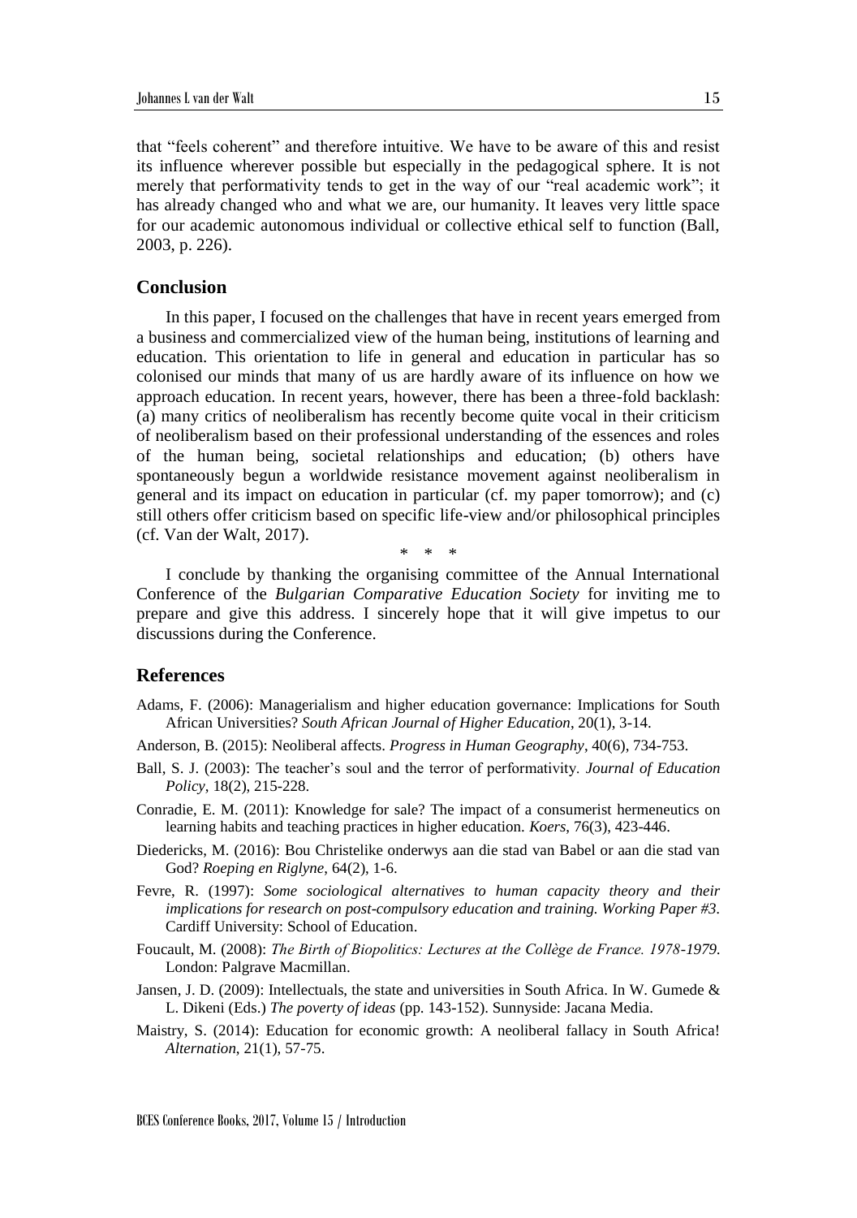that "feels coherent" and therefore intuitive. We have to be aware of this and resist its influence wherever possible but especially in the pedagogical sphere. It is not merely that performativity tends to get in the way of our "real academic work"; it has already changed who and what we are, our humanity. It leaves very little space for our academic autonomous individual or collective ethical self to function (Ball, 2003, p. 226).

## Conclusion

In this paper, I focused on the challenges that have in recent years emerged from a business and commercialized view of the human being, institutions of learning and education. This orientation to life in general and education in particular has so colonised our minds that many of us are hardly aware of its influence on how we approach education. In recent years, however, there has been a three-fold backlash: (a) many critics of neoliberalism has recently become quite vocal in their criticism of neoliberalism based on their professional understanding of the essences and roles of the human being, societal relationships and education; (b) others have spontaneously begun a worldwide resistance movement against neoliberalism in general and its impact on education in particular (cf. my paper tomorrow); and (c) still others offer criticism based on specific life-view and/or philosophical principles (cf. Van der Walt, 2017).

\* \* \*

I conclude by thanking the organising committee of the Annual International Conference of the *Bulgarian Comparative Education Society* for inviting me to prepare and give this address. I sincerely hope that it will give impetus to our discussions during the Conference.

## References

Adams, F. (2006): Managerialism and higher education governance: Implications for South African Universities? *South African Journal of Higher Education*, 20(1), 3-14.

Anderson, B. (2015): Neoliberal affects. *Progress in Human Geography*, 40(6), 734-753.

Ball, S. J. (2003): The teacher's soul and the terror of performativity. *Journal of Education Policy*, 18(2), 215-228.

Conradie, E. M. (2011): Knowledge for sale? The impact of a consumerist hermeneutics on learning habits and teaching practices in higher education. *Koers*, 76(3), 423-446.

Diedericks, M. (2016): Bou Christelike onderwys aan die stad van Babel or aan die stad van God? *Roeping en Riglyne*, 64(2), 1-6.

Fevre, R. (1997): *Some sociological alternatives to human capacity theory and their implications for research on post-compulsory education and training. Working Paper #3*. Cardiff University: School of Education.

Foucault, M. (2008): *The Birth of Biopolitics: Lectures at the Collège de France. 1978-1979*. London: Palgrave Macmillan.

Jansen, J. D. (2009): Intellectuals, the state and universities in South Africa. In W. Gumede & L. Dikeni (Eds.) *The poverty of ideas* (pp. 143-152). Sunnyside: Jacana Media.

Maistry, S. (2014): Education for economic growth: A neoliberal fallacy in South Africa! *Alternation*, 21(1), 57-75.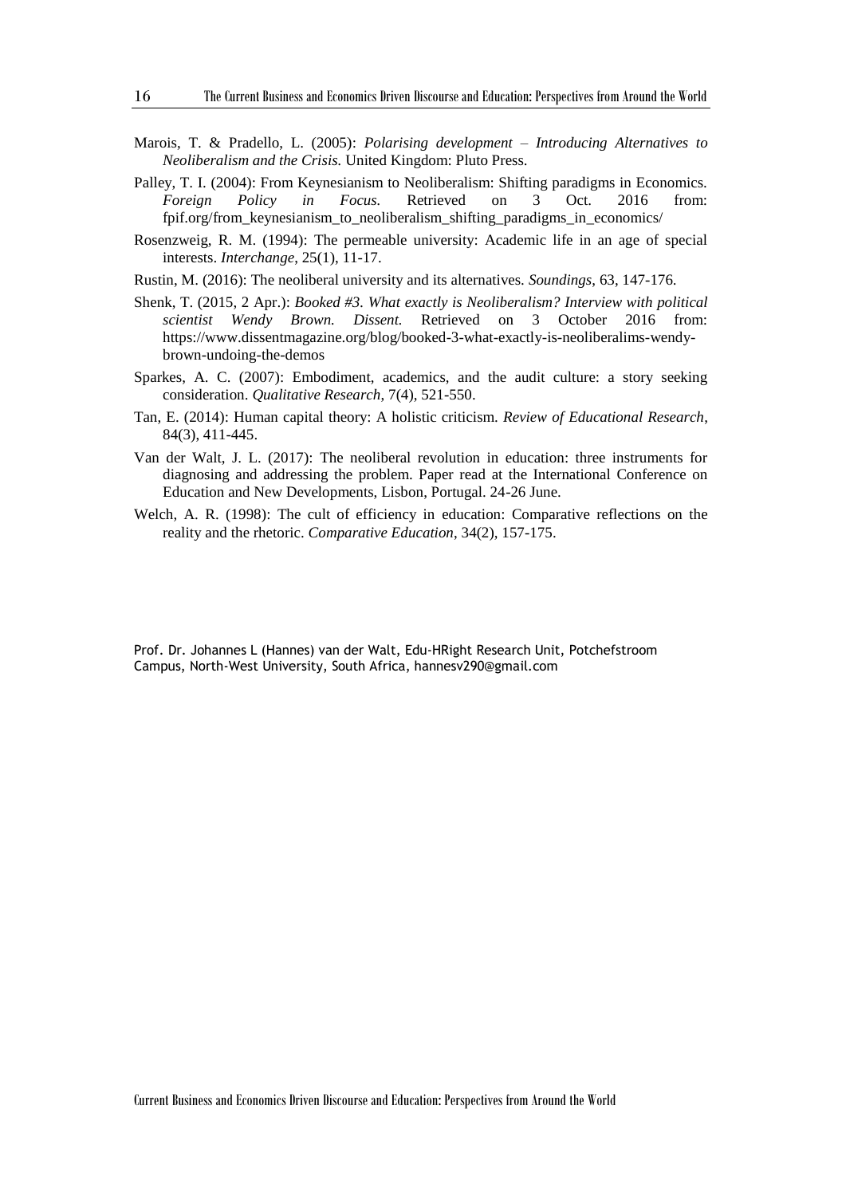Marois, T. & Pradello, L. (2005): *Polarising development – Introducing Alternatives to Neoliberalism and the Crisis.* United Kingdom: Pluto Press.

Palley, T. I. (2004): From Keynesianism to Neoliberalism: Shifting paradigms in Economics. *Foreign Policy in Focus.* Retrieved on 3 Oct. 2016 from: fpif.org/from_keynesianism_to_neoliberalism_shifting_paradigms_in_economics/

Rosenzweig, R. M. (1994): The permeable university: Academic life in an age of special interests. *Interchange*, 25(1), 11-17.

Rustin, M. (2016): The neoliberal university and its alternatives. *Soundings*, 63, 147-176.

Shenk, T. (2015, 2 Apr.): *Booked #3. What exactly is Neoliberalism? Interview with political scientist Wendy Brown. Dissent.* Retrieved on 3 October 2016 from: https://www.dissentmagazine.org/blog/booked-3-what-exactly-is-neoliberalims-wendy-brown-undoing-the-demos

Sparkes, A. C. (2007): Embodiment, academics, and the audit culture: a story seeking consideration. *Qualitative Research*, 7(4), 521-550.

Tan, E. (2014): Human capital theory: A holistic criticism. *Review of Educational Research*, 84(3), 411-445.

Van der Walt, J. L. (2017): The neoliberal revolution in education: three instruments for diagnosing and addressing the problem. Paper read at the International Conference on Education and New Developments, Lisbon, Portugal. 24-26 June.

Welch, A. R. (1998): The cult of efficiency in education: Comparative reflections on the reality and the rhetoric. *Comparative Education*, 34(2), 157-175.

Prof. Dr. Johannes L (Hannes) van der Walt, Edu-HRight Research Unit, Potchefstroom Campus, North-West University, South Africa, hannesv290@gmail.com